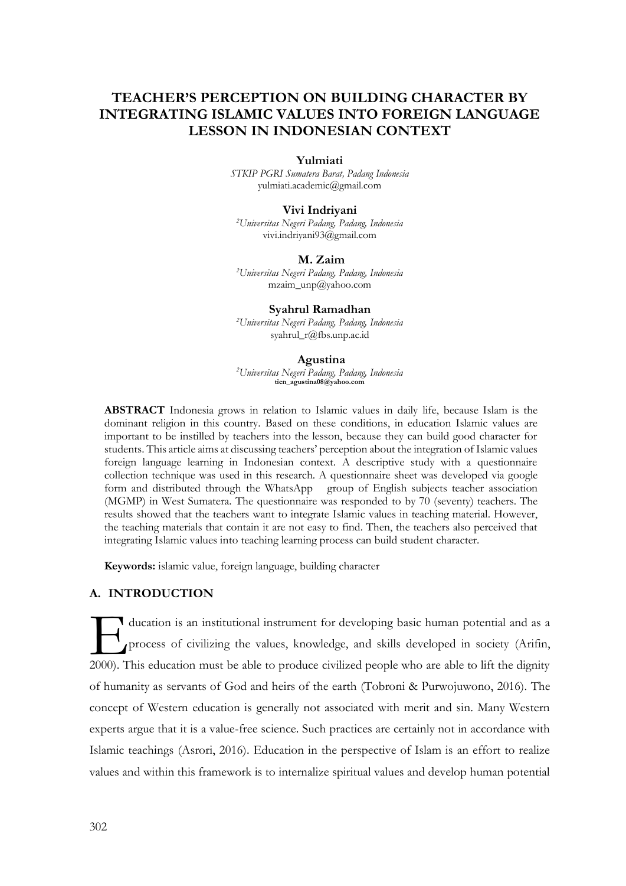# TEACHER'S PERCEPTION ON BUILDING CHARACTER BY INTEGRATING ISLAMIC VALUES INTO FOREIGN LANGUAGE LESSON IN INDONESIAN CONTEXT

**Yulmiati**
*STKIP PGRI Sumatera Barat, Padang Indonesia*
yulmiati.academic@gmail.com

**Vivi Indriyani**
*[2]Universitas Negeri Padang, Padang, Indonesia*
vivi.indriyani93@gmail.com

**M. Zaim**
*[2]Universitas Negeri Padang, Padang, Indonesia*
mzaim_unp@yahoo.com

**Syahrul Ramadhan**
*[2]Universitas Negeri Padang, Padang, Indonesia*
syahrul_r@fbs.unp.ac.id

**Agustina**
*[2]Universitas Negeri Padang, Padang, Indonesia*
tien_agustina08@yahoo.com

**ABSTRACT** Indonesia grows in relation to Islamic values in daily life, because Islam is the dominant religion in this country. Based on these conditions, in education Islamic values are important to be instilled by teachers into the lesson, because they can build good character for students. This article aims at discussing teachers' perception about the integration of Islamic values foreign language learning in Indonesian context. A descriptive study with a questionnaire collection technique was used in this research. A questionnaire sheet was developed via google form and distributed through the WhatsApp group of English subjects teacher association (MGMP) in West Sumatera. The questionnaire was responded to by 70 (seventy) teachers. The results showed that the teachers want to integrate Islamic values in teaching material. However, the teaching materials that contain it are not easy to find. Then, the teachers also perceived that integrating Islamic values into teaching learning process can build student character.

**Keywords:** islamic value, foreign language, building character

## A. INTRODUCTION

Education is an institutional instrument for developing basic human potential and as a process of civilizing the values, knowledge, and skills developed in society (Arifin, 2000). This education must be able to produce civilized people who are able to lift the dignity of humanity as servants of God and heirs of the earth (Tobroni & Purwojuwono, 2016). The concept of Western education is generally not associated with merit and sin. Many Western experts argue that it is a value-free science. Such practices are certainly not in accordance with Islamic teachings (Asrori, 2016). Education in the perspective of Islam is an effort to realize values and within this framework is to internalize spiritual values and develop human potential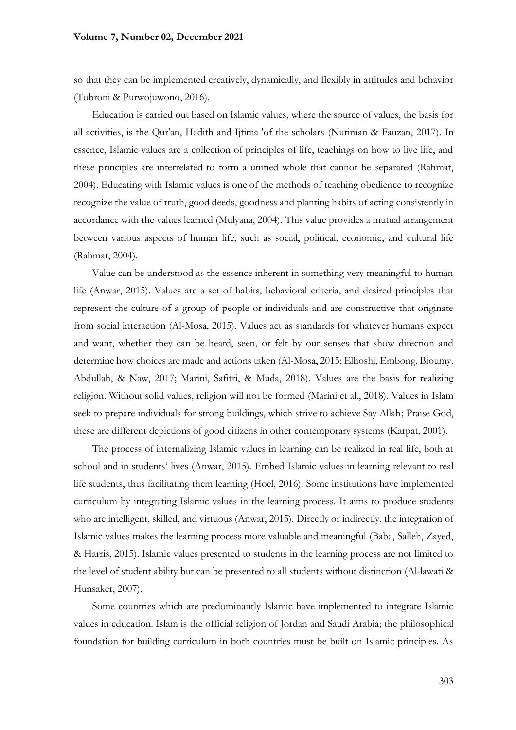so that they can be implemented creatively, dynamically, and flexibly in attitudes and behavior (Tobroni & Purwojuwono, 2016).

Education is carried out based on Islamic values, where the source of values, the basis for all activities, is the Qur'an, Hadith and Ijtima 'of the scholars (Nuriman & Fauzan, 2017). In essence, Islamic values are a collection of principles of life, teachings on how to live life, and these principles are interrelated to form a unified whole that cannot be separated (Rahmat, 2004). Educating with Islamic values is one of the methods of teaching obedience to recognize recognize the value of truth, good deeds, goodness and planting habits of acting consistently in accordance with the values learned (Mulyana, 2004). This value provides a mutual arrangement between various aspects of human life, such as social, political, economic, and cultural life (Rahmat, 2004).

Value can be understood as the essence inherent in something very meaningful to human life (Anwar, 2015). Values are a set of habits, behavioral criteria, and desired principles that represent the culture of a group of people or individuals and are constructive that originate from social interaction (Al-Mosa, 2015). Values act as standards for whatever humans expect and want, whether they can be heard, seen, or felt by our senses that show direction and determine how choices are made and actions taken (Al-Mosa, 2015; Elhoshi, Embong, Bioumy, Abdullah, & Naw, 2017; Marini, Safitri, & Muda, 2018). Values are the basis for realizing religion. Without solid values, religion will not be formed (Marini et al., 2018). Values in Islam seek to prepare individuals for strong buildings, which strive to achieve Say Allah; Praise God, these are different depictions of good citizens in other contemporary systems (Karpat, 2001).

The process of internalizing Islamic values in learning can be realized in real life, both at school and in students' lives (Anwar, 2015). Embed Islamic values in learning relevant to real life students, thus facilitating them learning (Hoel, 2016). Some institutions have implemented curriculum by integrating Islamic values in the learning process. It aims to produce students who are intelligent, skilled, and virtuous (Anwar, 2015). Directly or indirectly, the integration of Islamic values makes the learning process more valuable and meaningful (Baba, Salleh, Zayed, & Harris, 2015). Islamic values presented to students in the learning process are not limited to the level of student ability but can be presented to all students without distinction (Al-lawati & Hunsaker, 2007).

Some countries which are predominantly Islamic have implemented to integrate Islamic values in education. Islam is the official religion of Jordan and Saudi Arabia; the philosophical foundation for building curriculum in both countries must be built on Islamic principles. As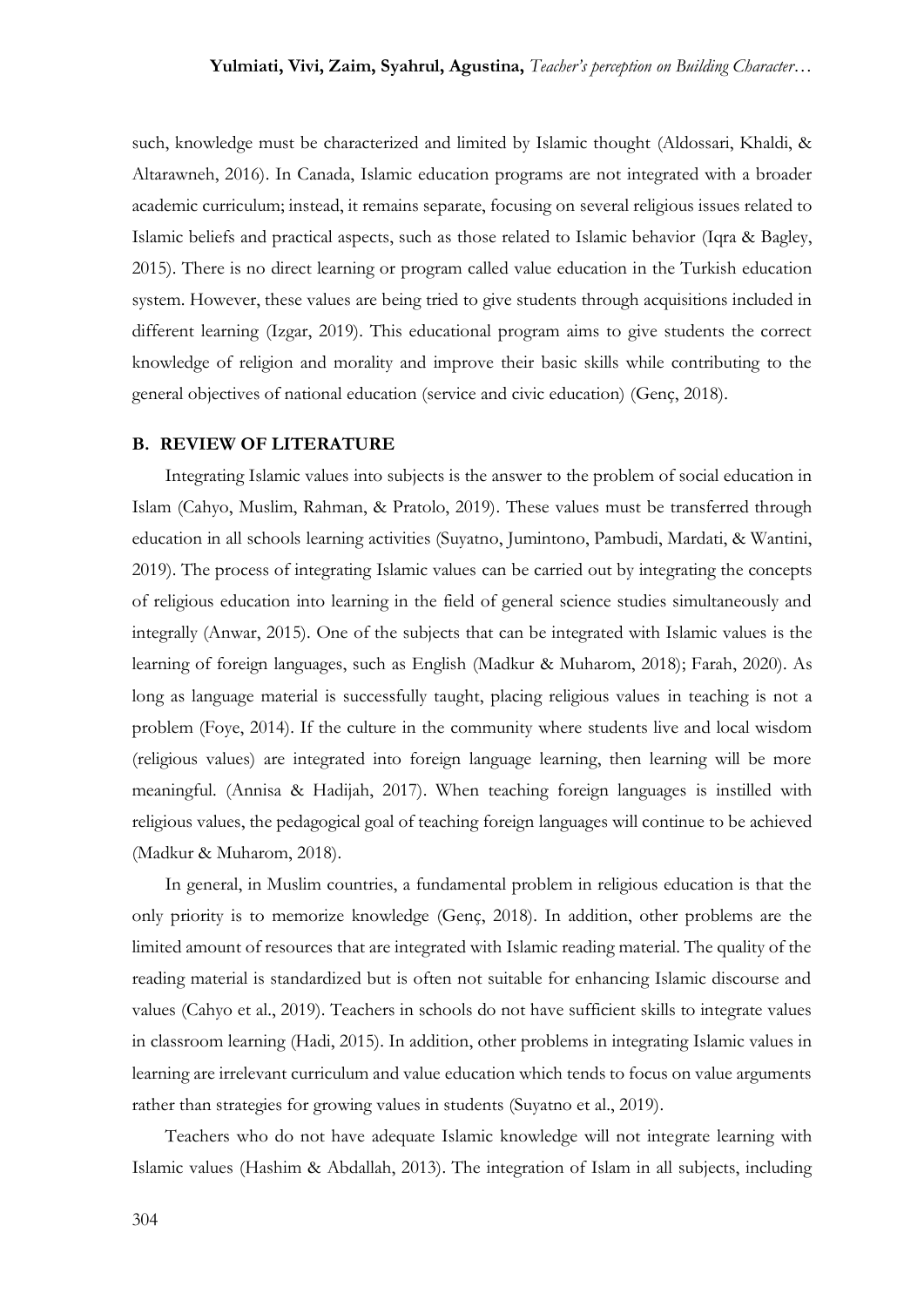such, knowledge must be characterized and limited by Islamic thought (Aldossari, Khaldi, & Altarawneh, 2016). In Canada, Islamic education programs are not integrated with a broader academic curriculum; instead, it remains separate, focusing on several religious issues related to Islamic beliefs and practical aspects, such as those related to Islamic behavior (Iqra & Bagley, 2015). There is no direct learning or program called value education in the Turkish education system. However, these values are being tried to give students through acquisitions included in different learning (Izgar, 2019). This educational program aims to give students the correct knowledge of religion and morality and improve their basic skills while contributing to the general objectives of national education (service and civic education) (Genç, 2018).

## B. REVIEW OF LITERATURE

Integrating Islamic values into subjects is the answer to the problem of social education in Islam (Cahyo, Muslim, Rahman, & Pratolo, 2019). These values must be transferred through education in all schools learning activities (Suyatno, Jumintono, Pambudi, Mardati, & Wantini, 2019). The process of integrating Islamic values can be carried out by integrating the concepts of religious education into learning in the field of general science studies simultaneously and integrally (Anwar, 2015). One of the subjects that can be integrated with Islamic values is the learning of foreign languages, such as English (Madkur & Muharom, 2018); Farah, 2020). As long as language material is successfully taught, placing religious values in teaching is not a problem (Foye, 2014). If the culture in the community where students live and local wisdom (religious values) are integrated into foreign language learning, then learning will be more meaningful. (Annisa & Hadijah, 2017). When teaching foreign languages is instilled with religious values, the pedagogical goal of teaching foreign languages will continue to be achieved (Madkur & Muharom, 2018).

In general, in Muslim countries, a fundamental problem in religious education is that the only priority is to memorize knowledge (Genç, 2018). In addition, other problems are the limited amount of resources that are integrated with Islamic reading material. The quality of the reading material is standardized but is often not suitable for enhancing Islamic discourse and values (Cahyo et al., 2019). Teachers in schools do not have sufficient skills to integrate values in classroom learning (Hadi, 2015). In addition, other problems in integrating Islamic values in learning are irrelevant curriculum and value education which tends to focus on value arguments rather than strategies for growing values in students (Suyatno et al., 2019).

Teachers who do not have adequate Islamic knowledge will not integrate learning with Islamic values (Hashim & Abdallah, 2013). The integration of Islam in all subjects, including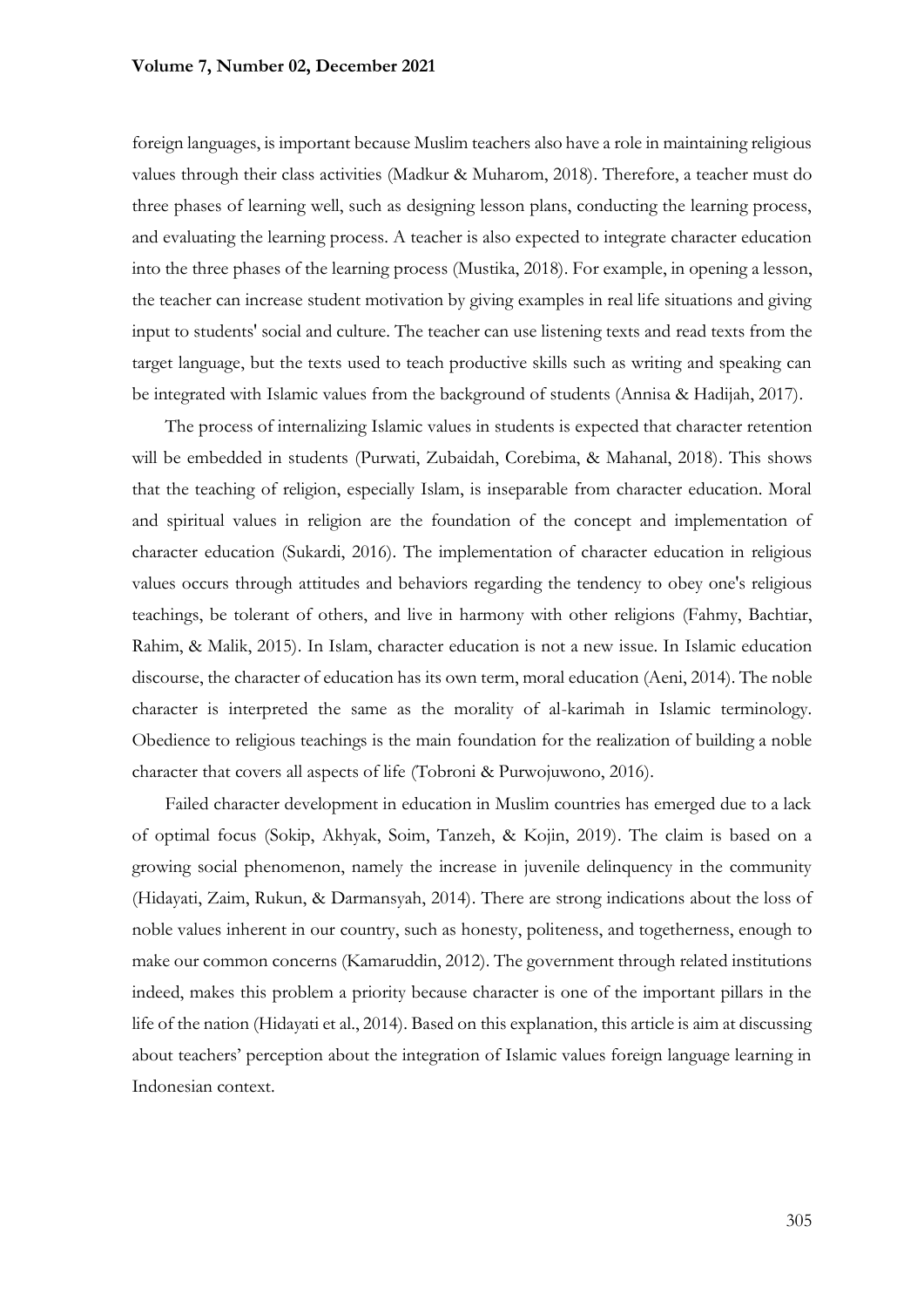foreign languages, is important because Muslim teachers also have a role in maintaining religious values through their class activities (Madkur & Muharom, 2018). Therefore, a teacher must do three phases of learning well, such as designing lesson plans, conducting the learning process, and evaluating the learning process. A teacher is also expected to integrate character education into the three phases of the learning process (Mustika, 2018). For example, in opening a lesson, the teacher can increase student motivation by giving examples in real life situations and giving input to students' social and culture. The teacher can use listening texts and read texts from the target language, but the texts used to teach productive skills such as writing and speaking can be integrated with Islamic values from the background of students (Annisa & Hadijah, 2017).

The process of internalizing Islamic values in students is expected that character retention will be embedded in students (Purwati, Zubaidah, Corebima, & Mahanal, 2018). This shows that the teaching of religion, especially Islam, is inseparable from character education. Moral and spiritual values in religion are the foundation of the concept and implementation of character education (Sukardi, 2016). The implementation of character education in religious values occurs through attitudes and behaviors regarding the tendency to obey one's religious teachings, be tolerant of others, and live in harmony with other religions (Fahmy, Bachtiar, Rahim, & Malik, 2015). In Islam, character education is not a new issue. In Islamic education discourse, the character of education has its own term, moral education (Aeni, 2014). The noble character is interpreted the same as the morality of al-karimah in Islamic terminology. Obedience to religious teachings is the main foundation for the realization of building a noble character that covers all aspects of life (Tobroni & Purwojuwono, 2016).

Failed character development in education in Muslim countries has emerged due to a lack of optimal focus (Sokip, Akhyak, Soim, Tanzeh, & Kojin, 2019). The claim is based on a growing social phenomenon, namely the increase in juvenile delinquency in the community (Hidayati, Zaim, Rukun, & Darmansyah, 2014). There are strong indications about the loss of noble values inherent in our country, such as honesty, politeness, and togetherness, enough to make our common concerns (Kamaruddin, 2012). The government through related institutions indeed, makes this problem a priority because character is one of the important pillars in the life of the nation (Hidayati et al., 2014). Based on this explanation, this article is aim at discussing about teachers' perception about the integration of Islamic values foreign language learning in Indonesian context.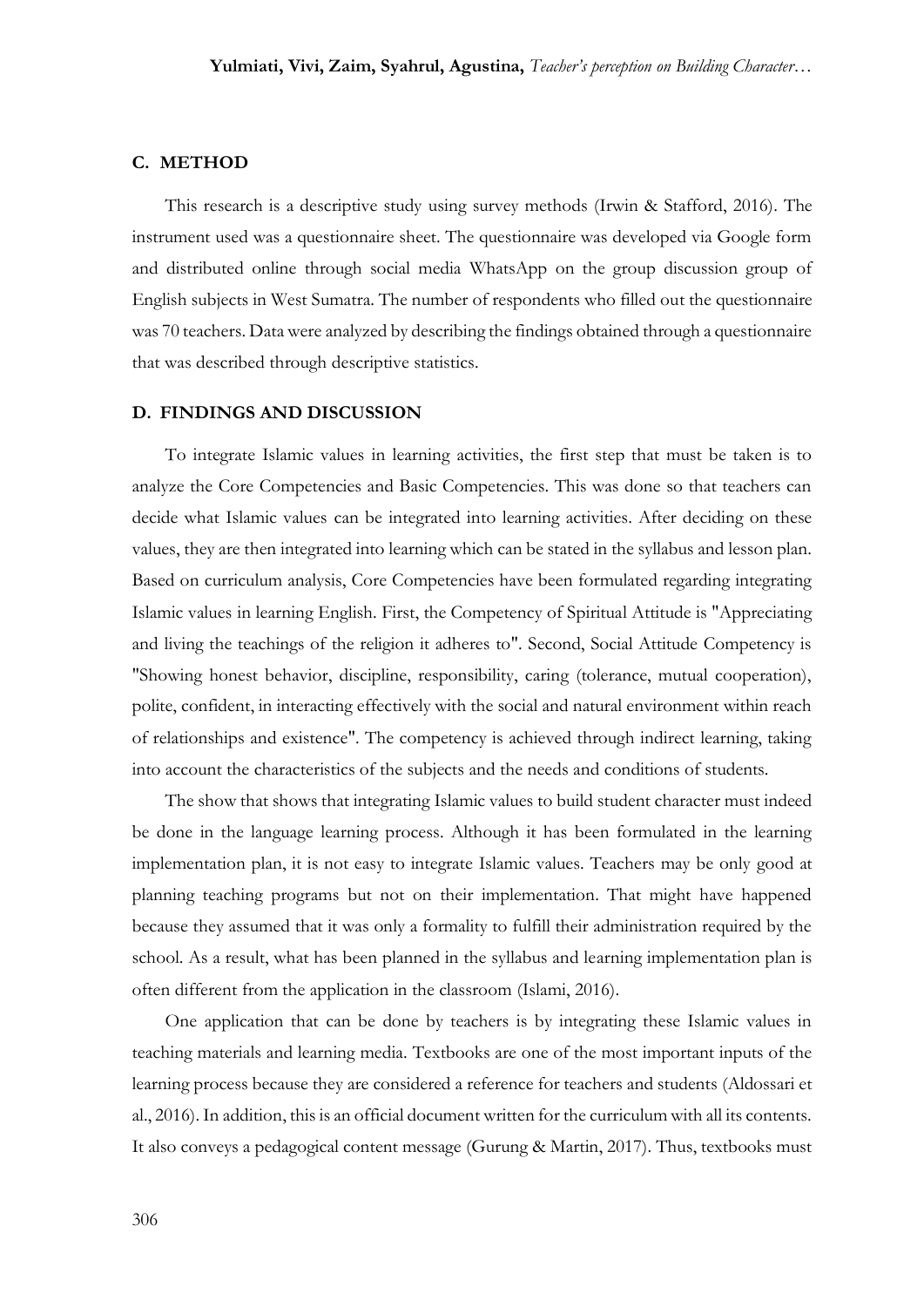## C. METHOD

This research is a descriptive study using survey methods (Irwin & Stafford, 2016). The instrument used was a questionnaire sheet. The questionnaire was developed via Google form and distributed online through social media WhatsApp on the group discussion group of English subjects in West Sumatra. The number of respondents who filled out the questionnaire was 70 teachers. Data were analyzed by describing the findings obtained through a questionnaire that was described through descriptive statistics.

## D. FINDINGS AND DISCUSSION

To integrate Islamic values in learning activities, the first step that must be taken is to analyze the Core Competencies and Basic Competencies. This was done so that teachers can decide what Islamic values can be integrated into learning activities. After deciding on these values, they are then integrated into learning which can be stated in the syllabus and lesson plan. Based on curriculum analysis, Core Competencies have been formulated regarding integrating Islamic values in learning English. First, the Competency of Spiritual Attitude is "Appreciating and living the teachings of the religion it adheres to". Second, Social Attitude Competency is "Showing honest behavior, discipline, responsibility, caring (tolerance, mutual cooperation), polite, confident, in interacting effectively with the social and natural environment within reach of relationships and existence". The competency is achieved through indirect learning, taking into account the characteristics of the subjects and the needs and conditions of students.

The show that shows that integrating Islamic values to build student character must indeed be done in the language learning process. Although it has been formulated in the learning implementation plan, it is not easy to integrate Islamic values. Teachers may be only good at planning teaching programs but not on their implementation. That might have happened because they assumed that it was only a formality to fulfill their administration required by the school. As a result, what has been planned in the syllabus and learning implementation plan is often different from the application in the classroom (Islami, 2016).

One application that can be done by teachers is by integrating these Islamic values in teaching materials and learning media. Textbooks are one of the most important inputs of the learning process because they are considered a reference for teachers and students (Aldossari et al., 2016). In addition, this is an official document written for the curriculum with all its contents. It also conveys a pedagogical content message (Gurung & Martin, 2017). Thus, textbooks must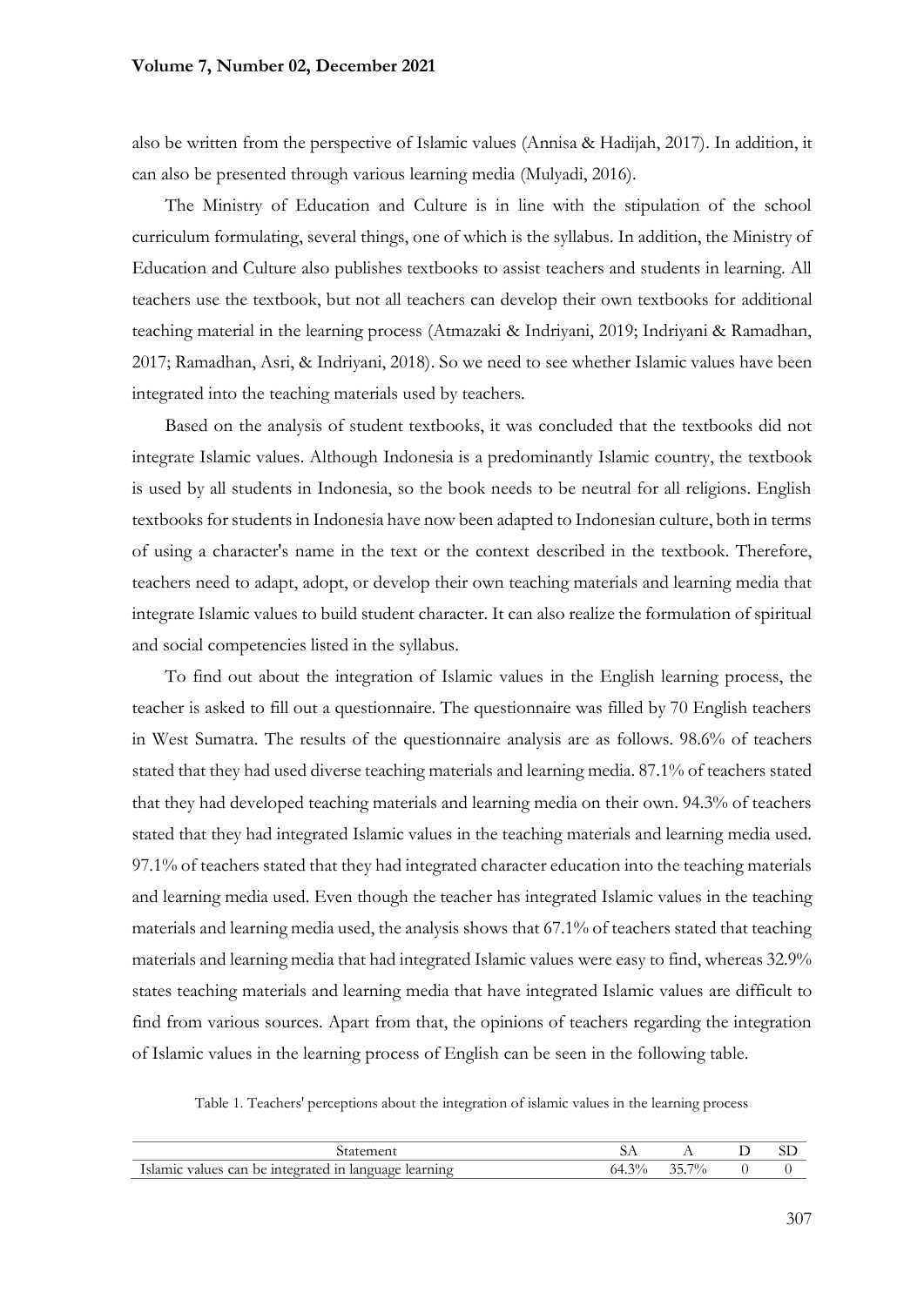also be written from the perspective of Islamic values (Annisa & Hadijah, 2017). In addition, it can also be presented through various learning media (Mulyadi, 2016).

The Ministry of Education and Culture is in line with the stipulation of the school curriculum formulating, several things, one of which is the syllabus. In addition, the Ministry of Education and Culture also publishes textbooks to assist teachers and students in learning. All teachers use the textbook, but not all teachers can develop their own textbooks for additional teaching material in the learning process (Atmazaki & Indriyani, 2019; Indriyani & Ramadhan, 2017; Ramadhan, Asri, & Indriyani, 2018). So we need to see whether Islamic values have been integrated into the teaching materials used by teachers.

Based on the analysis of student textbooks, it was concluded that the textbooks did not integrate Islamic values. Although Indonesia is a predominantly Islamic country, the textbook is used by all students in Indonesia, so the book needs to be neutral for all religions. English textbooks for students in Indonesia have now been adapted to Indonesian culture, both in terms of using a character's name in the text or the context described in the textbook. Therefore, teachers need to adapt, adopt, or develop their own teaching materials and learning media that integrate Islamic values to build student character. It can also realize the formulation of spiritual and social competencies listed in the syllabus.

To find out about the integration of Islamic values in the English learning process, the teacher is asked to fill out a questionnaire. The questionnaire was filled by 70 English teachers in West Sumatra. The results of the questionnaire analysis are as follows. 98.6% of teachers stated that they had used diverse teaching materials and learning media. 87.1% of teachers stated that they had developed teaching materials and learning media on their own. 94.3% of teachers stated that they had integrated Islamic values in the teaching materials and learning media used. 97.1% of teachers stated that they had integrated character education into the teaching materials and learning media used. Even though the teacher has integrated Islamic values in the teaching materials and learning media used, the analysis shows that 67.1% of teachers stated that teaching materials and learning media that had integrated Islamic values were easy to find, whereas 32.9% states teaching materials and learning media that have integrated Islamic values are difficult to find from various sources. Apart from that, the opinions of teachers regarding the integration of Islamic values in the learning process of English can be seen in the following table.

Table 1. Teachers' perceptions about the integration of islamic values in the learning process

| Statement | SA | A | D | SD |
|---|---|---|---|---|
| Islamic values can be integrated in language learning | 64.3% | 35.7% | 0 | 0 |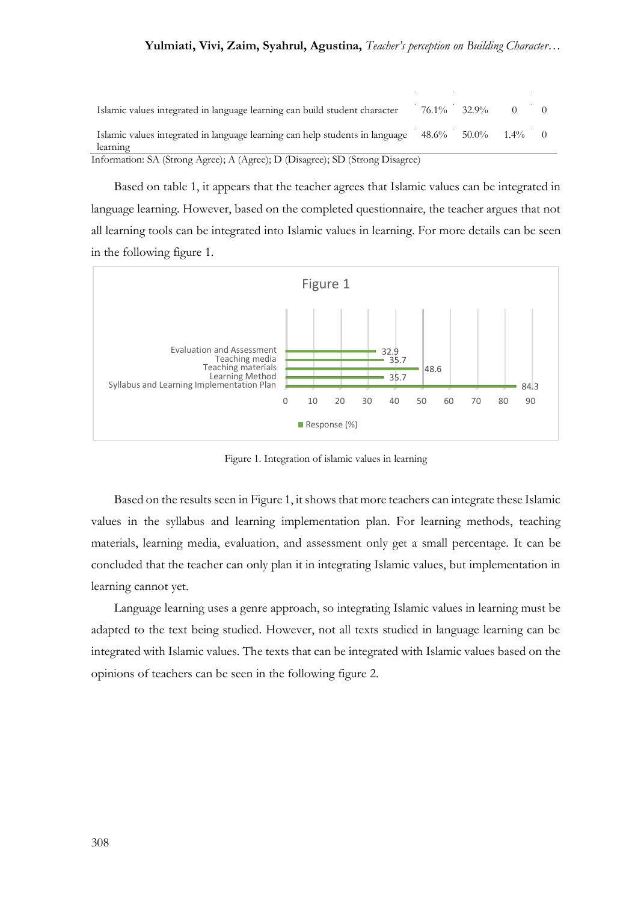| Statement | SA | A | D | SD |
|---|---|---|---|---|
| Islamic values integrated in language learning can build student character | 76.1% | 32.9% | 0 | 0 |
| Islamic values integrated in language learning can help students in language learning | 48.6% | 50.0% | 1.4% | 0 |

Information: SA (Strong Agree); A (Agree); D (Disagree); SD (Strong Disagree)

Based on table 1, it appears that the teacher agrees that Islamic values can be integrated in language learning. However, based on the completed questionnaire, the teacher argues that not all learning tools can be integrated into Islamic values in learning. For more details can be seen in the following figure 1.

| Figure 1 | Response (%) |
|---|---|
| Evaluation and Assessment | 32.9 |
| Teaching media | 35.7 |
| Teaching materials | 48.6 |
| Learning Method | 35.7 |
| Syllabus and Learning Implementation Plan | 84.3 |

Figure 1. Integration of islamic values in learning

Based on the results seen in Figure 1, it shows that more teachers can integrate these Islamic values in the syllabus and learning implementation plan. For learning methods, teaching materials, learning media, evaluation, and assessment only get a small percentage. It can be concluded that the teacher can only plan it in integrating Islamic values, but implementation in learning cannot yet.

Language learning uses a genre approach, so integrating Islamic values in learning must be adapted to the text being studied. However, not all texts studied in language learning can be integrated with Islamic values. The texts that can be integrated with Islamic values based on the opinions of teachers can be seen in the following figure 2.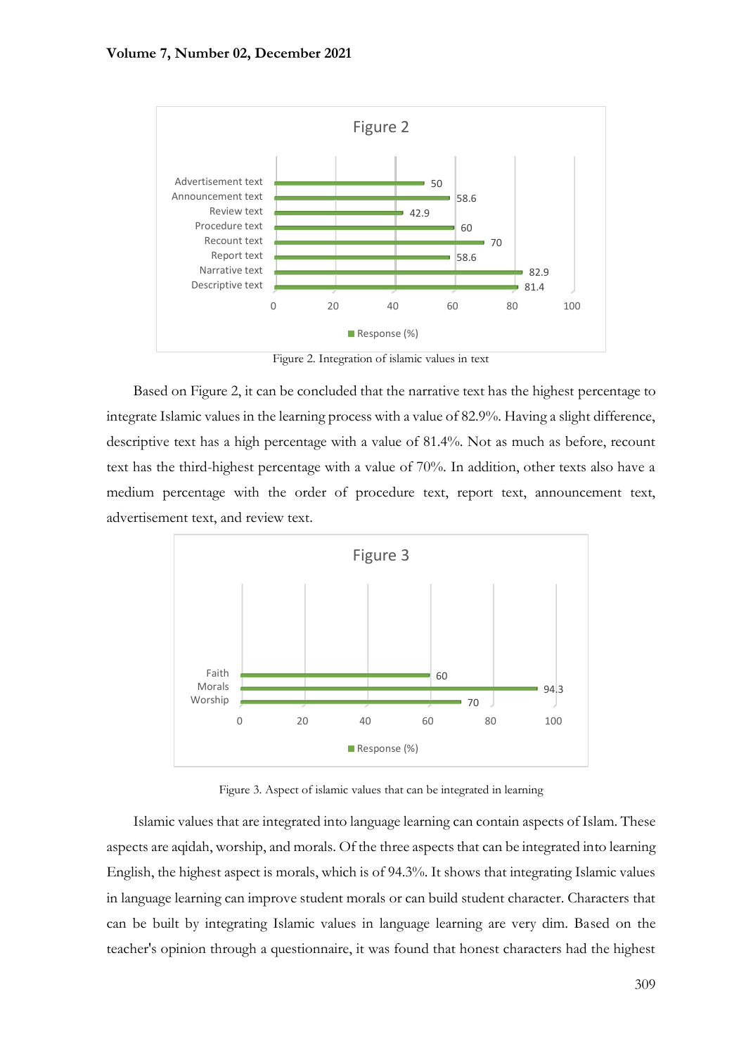**Figure 2**

| Text | Response (%) |
|---|---|
| Advertisement text | 50 |
| Announcement text | 58.6 |
| Review text | 42.9 |
| Procedure text | 60 |
| Recount text | 70 |
| Report text | 58.6 |
| Narrative text | 82.9 |
| Descriptive text | 81.4 |

Figure 2. Integration of islamic values in text

Based on Figure 2, it can be concluded that the narrative text has the highest percentage to integrate Islamic values in the learning process with a value of 82.9%. Having a slight difference, descriptive text has a high percentage with a value of 81.4%. Not as much as before, recount text has the third-highest percentage with a value of 70%. In addition, other texts also have a medium percentage with the order of procedure text, report text, announcement text, advertisement text, and review text.

**Figure 3**

| Aspect | Response (%) |
|---|---|
| Faith | 60 |
| Morals | 94.3 |
| Worship | 70 |

Figure 3. Aspect of islamic values that can be integrated in learning

Islamic values that are integrated into language learning can contain aspects of Islam. These aspects are aqidah, worship, and morals. Of the three aspects that can be integrated into learning English, the highest aspect is morals, which is of 94.3%. It shows that integrating Islamic values in language learning can improve student morals or can build student character. Characters that can be built by integrating Islamic values in language learning are very dim. Based on the teacher's opinion through a questionnaire, it was found that honest characters had the highest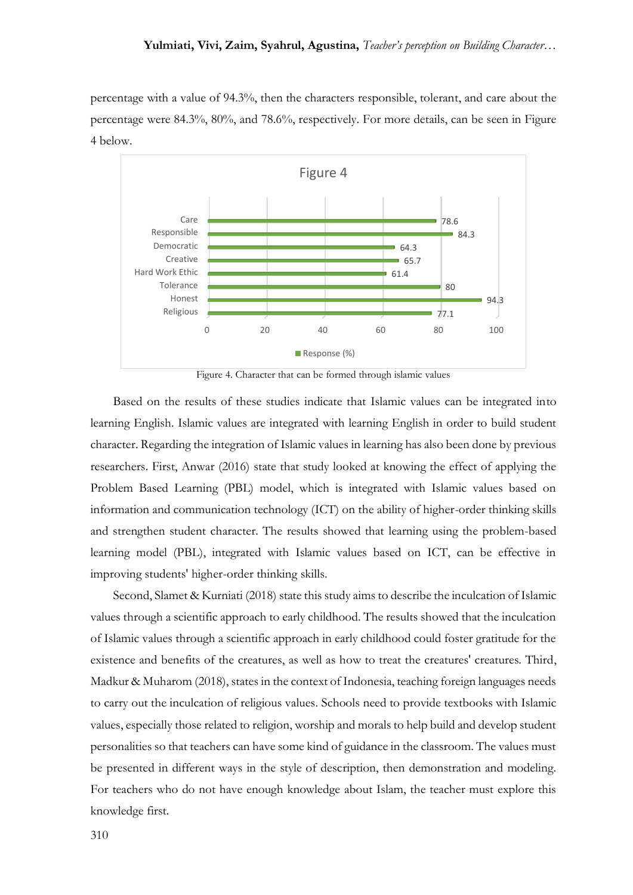percentage with a value of 94.3%, then the characters responsible, tolerant, and care about the percentage were 84.3%, 80%, and 78.6%, respectively. For more details, can be seen in Figure 4 below.

Figure 4

| Character | Response (%) |
|---|---|
| Care | 78.6 |
| Responsible | 84.3 |
| Democratic | 64.3 |
| Creative | 65.7 |
| Hard Work Ethic | 61.4 |
| Tolerance | 80 |
| Honest | 94.3 |
| Religious | 77.1 |

Figure 4. Character that can be formed through islamic values

Based on the results of these studies indicate that Islamic values can be integrated into learning English. Islamic values are integrated with learning English in order to build student character. Regarding the integration of Islamic values in learning has also been done by previous researchers. First, Anwar (2016) state that study looked at knowing the effect of applying the Problem Based Learning (PBL) model, which is integrated with Islamic values based on information and communication technology (ICT) on the ability of higher-order thinking skills and strengthen student character. The results showed that learning using the problem-based learning model (PBL), integrated with Islamic values based on ICT, can be effective in improving students' higher-order thinking skills.

Second, Slamet & Kurniati (2018) state this study aims to describe the inculcation of Islamic values through a scientific approach to early childhood. The results showed that the inculcation of Islamic values through a scientific approach in early childhood could foster gratitude for the existence and benefits of the creatures, as well as how to treat the creatures' creatures. Third, Madkur & Muharom (2018), states in the context of Indonesia, teaching foreign languages needs to carry out the inculcation of religious values. Schools need to provide textbooks with Islamic values, especially those related to religion, worship and morals to help build and develop student personalities so that teachers can have some kind of guidance in the classroom. The values must be presented in different ways in the style of description, then demonstration and modeling. For teachers who do not have enough knowledge about Islam, the teacher must explore this knowledge first.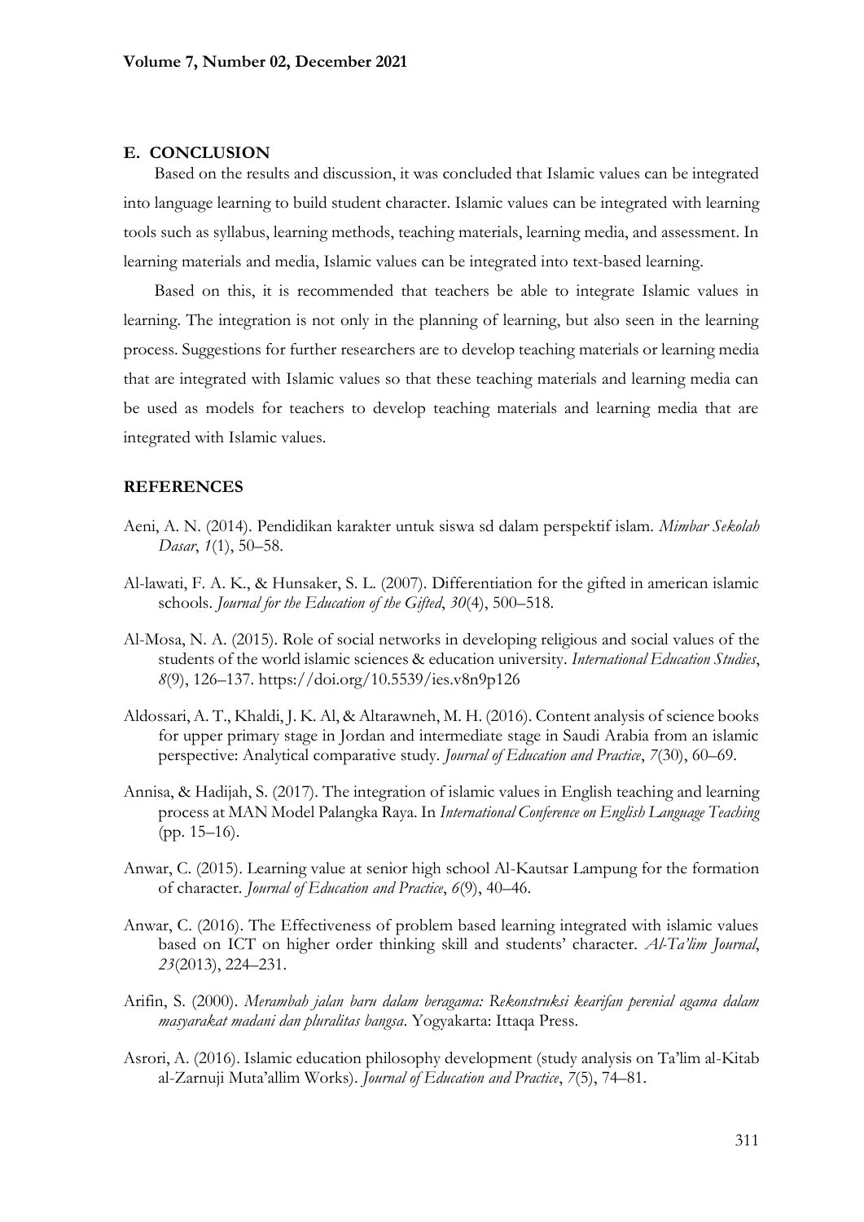## E. CONCLUSION

Based on the results and discussion, it was concluded that Islamic values can be integrated into language learning to build student character. Islamic values can be integrated with learning tools such as syllabus, learning methods, teaching materials, learning media, and assessment. In learning materials and media, Islamic values can be integrated into text-based learning.

Based on this, it is recommended that teachers be able to integrate Islamic values in learning. The integration is not only in the planning of learning, but also seen in the learning process. Suggestions for further researchers are to develop teaching materials or learning media that are integrated with Islamic values so that these teaching materials and learning media can be used as models for teachers to develop teaching materials and learning media that are integrated with Islamic values.

## REFERENCES

Aeni, A. N. (2014). Pendidikan karakter untuk siswa sd dalam perspektif islam. *Mimbar Sekolah Dasar*, *1*(1), 50–58.

Al-lawati, F. A. K., & Hunsaker, S. L. (2007). Differentiation for the gifted in american islamic schools. *Journal for the Education of the Gifted*, *30*(4), 500–518.

Al-Mosa, N. A. (2015). Role of social networks in developing religious and social values of the students of the world islamic sciences & education university. *International Education Studies*, *8*(9), 126–137. https://doi.org/10.5539/ies.v8n9p126

Aldossari, A. T., Khaldi, J. K. Al, & Altarawneh, M. H. (2016). Content analysis of science books for upper primary stage in Jordan and intermediate stage in Saudi Arabia from an islamic perspective: Analytical comparative study. *Journal of Education and Practice*, *7*(30), 60–69.

Annisa, & Hadijah, S. (2017). The integration of islamic values in English teaching and learning process at MAN Model Palangka Raya. In *International Conference on English Language Teaching* (pp. 15–16).

Anwar, C. (2015). Learning value at senior high school Al-Kautsar Lampung for the formation of character. *Journal of Education and Practice*, *6*(9), 40–46.

Anwar, C. (2016). The Effectiveness of problem based learning integrated with islamic values based on ICT on higher order thinking skill and students' character. *Al-Ta'lim Journal*, *23*(2013), 224–231.

Arifin, S. (2000). *Merambah jalan baru dalam beragama: Rekonstruksi kearifan perenial agama dalam masyarakat madani dan pluralitas bangsa*. Yogyakarta: Ittaqa Press.

Asrori, A. (2016). Islamic education philosophy development (study analysis on Ta'lim al-Kitab al-Zarnuji Muta'allim Works). *Journal of Education and Practice*, *7*(5), 74–81.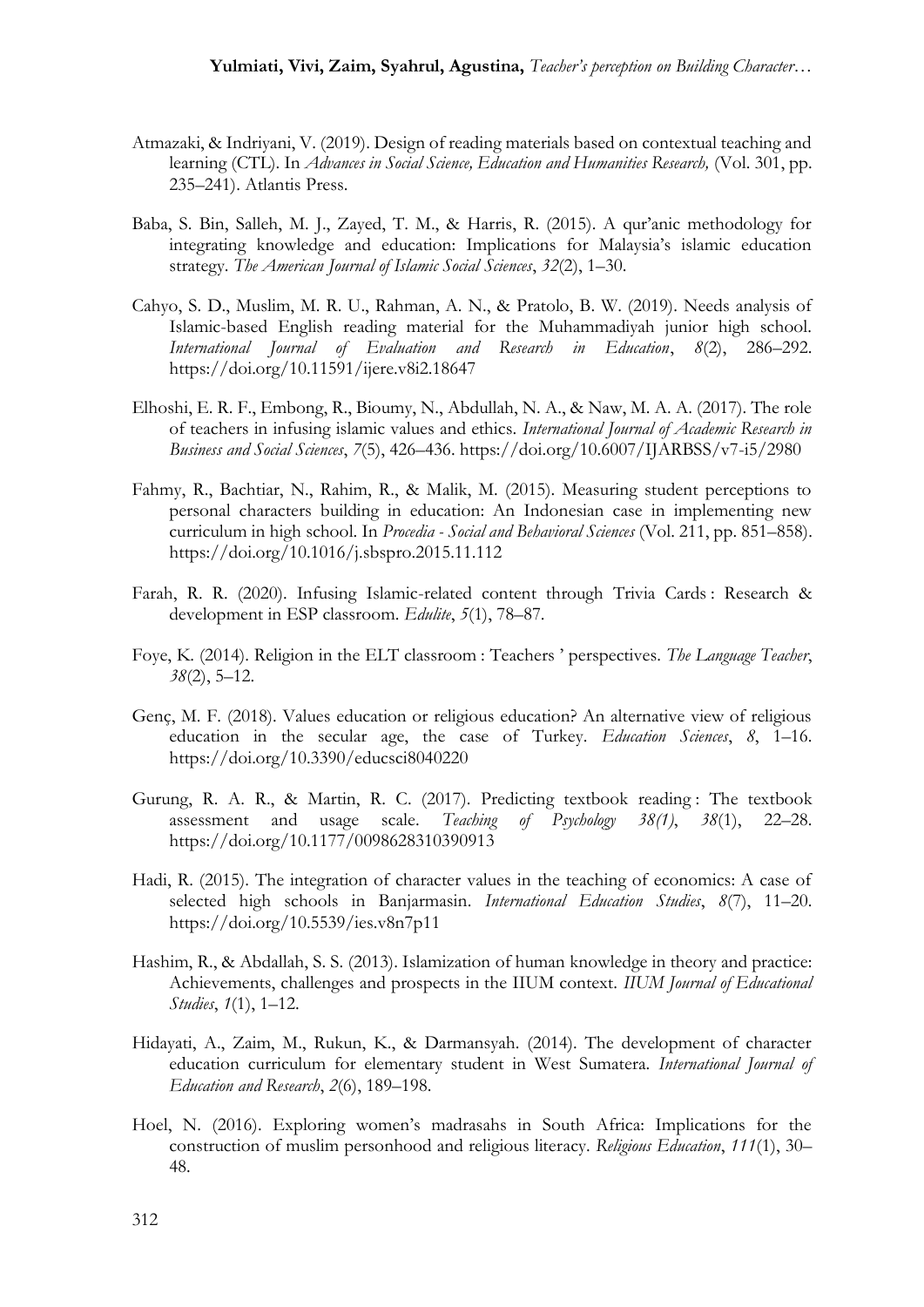Atmazaki, & Indriyani, V. (2019). Design of reading materials based on contextual teaching and learning (CTL). In *Advances in Social Science, Education and Humanities Research,* (Vol. 301, pp. 235–241). Atlantis Press.

Baba, S. Bin, Salleh, M. J., Zayed, T. M., & Harris, R. (2015). A qur'anic methodology for integrating knowledge and education: Implications for Malaysia's islamic education strategy. *The American Journal of Islamic Social Sciences*, *32*(2), 1–30.

Cahyo, S. D., Muslim, M. R. U., Rahman, A. N., & Pratolo, B. W. (2019). Needs analysis of Islamic-based English reading material for the Muhammadiyah junior high school. *International Journal of Evaluation and Research in Education*, *8*(2), 286–292. https://doi.org/10.11591/ijere.v8i2.18647

Elhoshi, E. R. F., Embong, R., Bioumy, N., Abdullah, N. A., & Naw, M. A. A. (2017). The role of teachers in infusing islamic values and ethics. *International Journal of Academic Research in Business and Social Sciences*, *7*(5), 426–436. https://doi.org/10.6007/IJARBSS/v7-i5/2980

Fahmy, R., Bachtiar, N., Rahim, R., & Malik, M. (2015). Measuring student perceptions to personal characters building in education: An Indonesian case in implementing new curriculum in high school. In *Procedia - Social and Behavioral Sciences* (Vol. 211, pp. 851–858). https://doi.org/10.1016/j.sbspro.2015.11.112

Farah, R. R. (2020). Infusing Islamic-related content through Trivia Cards : Research & development in ESP classroom. *Edulite*, *5*(1), 78–87.

Foye, K. (2014). Religion in the ELT classroom : Teachers ' perspectives. *The Language Teacher*, *38*(2), 5–12.

Genç, M. F. (2018). Values education or religious education? An alternative view of religious education in the secular age, the case of Turkey. *Education Sciences*, *8*, 1–16. https://doi.org/10.3390/educsci8040220

Gurung, R. A. R., & Martin, R. C. (2017). Predicting textbook reading : The textbook assessment and usage scale. *Teaching of Psychology 38(1)*, *38*(1), 22–28. https://doi.org/10.1177/0098628310390913

Hadi, R. (2015). The integration of character values in the teaching of economics: A case of selected high schools in Banjarmasin. *International Education Studies*, *8*(7), 11–20. https://doi.org/10.5539/ies.v8n7p11

Hashim, R., & Abdallah, S. S. (2013). Islamization of human knowledge in theory and practice: Achievements, challenges and prospects in the IIUM context. *IIUM Journal of Educational Studies*, *1*(1), 1–12.

Hidayati, A., Zaim, M., Rukun, K., & Darmansyah. (2014). The development of character education curriculum for elementary student in West Sumatera. *International Journal of Education and Research*, *2*(6), 189–198.

Hoel, N. (2016). Exploring women's madrasahs in South Africa: Implications for the construction of muslim personhood and religious literacy. *Religious Education*, *111*(1), 30–48.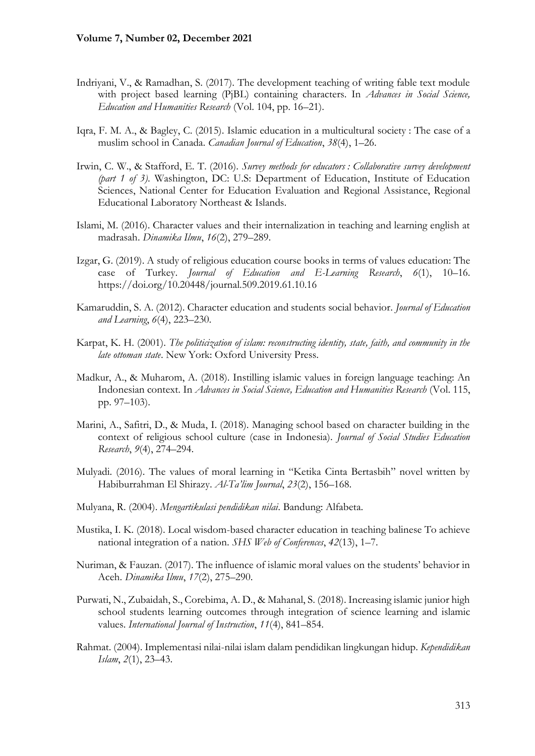Indriyani, V., & Ramadhan, S. (2017). The development teaching of writing fable text module with project based learning (PjBL) containing characters. In *Advances in Social Science, Education and Humanities Research* (Vol. 104, pp. 16–21).

Iqra, F. M. A., & Bagley, C. (2015). Islamic education in a multicultural society : The case of a muslim school in Canada. *Canadian Journal of Education*, *38*(4), 1–26.

Irwin, C. W., & Stafford, E. T. (2016). *Survey methods for educators : Collaborative survey development (part 1 of 3)*. Washington, DC: U.S: Department of Education, Institute of Education Sciences, National Center for Education Evaluation and Regional Assistance, Regional Educational Laboratory Northeast & Islands.

Islami, M. (2016). Character values and their internalization in teaching and learning english at madrasah. *Dinamika Ilmu*, *16*(2), 279–289.

Izgar, G. (2019). A study of religious education course books in terms of values education: The case of Turkey. *Journal of Education and E-Learning Research*, *6*(1), 10–16. https://doi.org/10.20448/journal.509.2019.61.10.16

Kamaruddin, S. A. (2012). Character education and students social behavior. *Journal of Education and Learning*, *6*(4), 223–230.

Karpat, K. H. (2001). *The politicization of islam: reconstructing identity, state, faith, and community in the late ottoman state*. New York: Oxford University Press.

Madkur, A., & Muharom, A. (2018). Instilling islamic values in foreign language teaching: An Indonesian context. In *Advances in Social Science, Education and Humanities Research* (Vol. 115, pp. 97–103).

Marini, A., Safitri, D., & Muda, I. (2018). Managing school based on character building in the context of religious school culture (case in Indonesia). *Journal of Social Studies Education Research*, *9*(4), 274–294.

Mulyadi. (2016). The values of moral learning in "Ketika Cinta Bertasbih" novel written by Habiburrahman El Shirazy. *Al-Ta'lim Journal*, *23*(2), 156–168.

Mulyana, R. (2004). *Mengartikulasi pendidikan nilai*. Bandung: Alfabeta.

Mustika, I. K. (2018). Local wisdom-based character education in teaching balinese To achieve national integration of a nation. *SHS Web of Conferences*, *42*(13), 1–7.

Nuriman, & Fauzan. (2017). The influence of islamic moral values on the students' behavior in Aceh. *Dinamika Ilmu*, *17*(2), 275–290.

Purwati, N., Zubaidah, S., Corebima, A. D., & Mahanal, S. (2018). Increasing islamic junior high school students learning outcomes through integration of science learning and islamic values. *International Journal of Instruction*, *11*(4), 841–854.

Rahmat. (2004). Implementasi nilai-nilai islam dalam pendidikan lingkungan hidup. *Kependidikan Islam*, *2*(1), 23–43.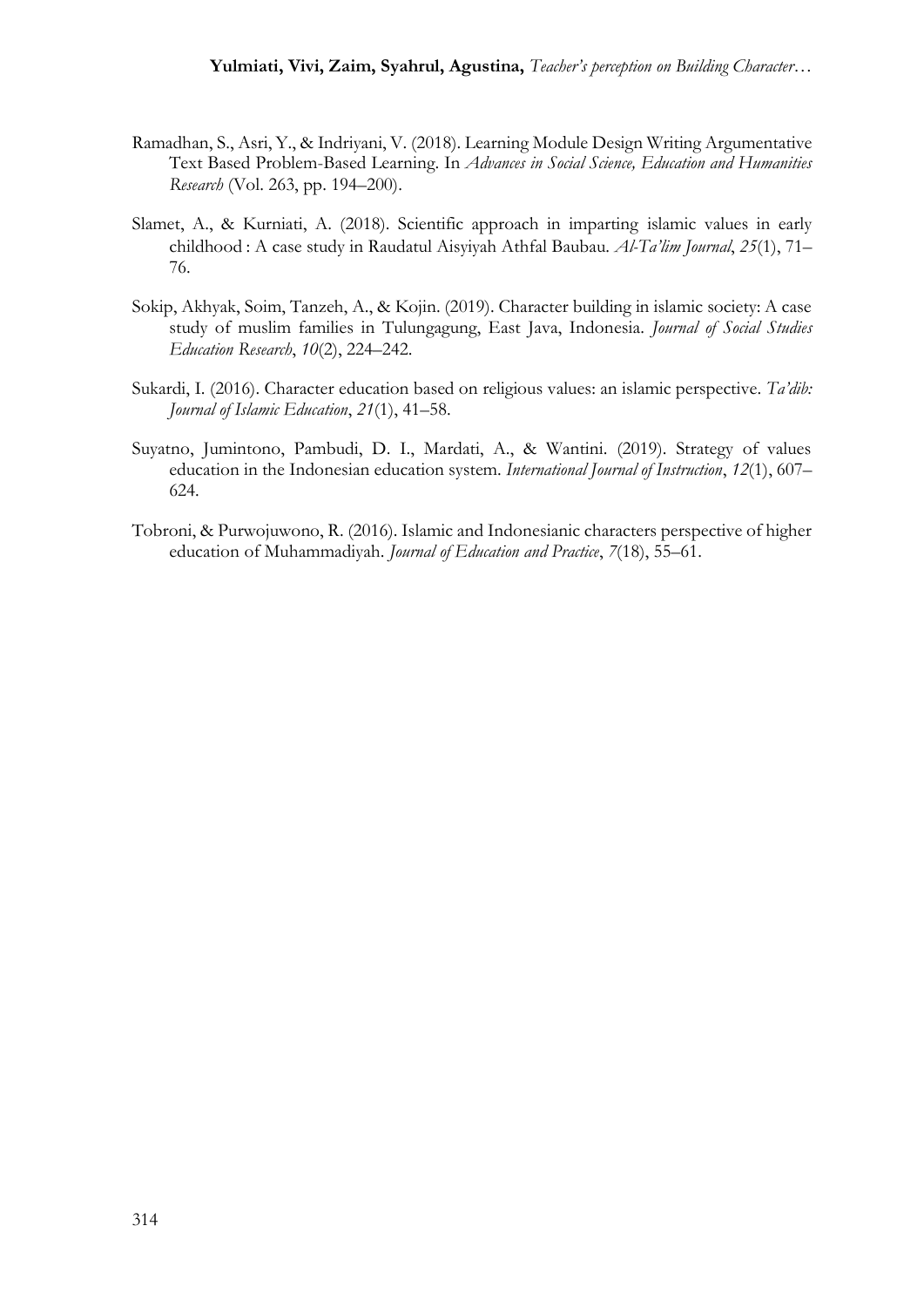Ramadhan, S., Asri, Y., & Indriyani, V. (2018). Learning Module Design Writing Argumentative Text Based Problem-Based Learning. In *Advances in Social Science, Education and Humanities Research* (Vol. 263, pp. 194–200).

Slamet, A., & Kurniati, A. (2018). Scientific approach in imparting islamic values in early childhood : A case study in Raudatul Aisyiyah Athfal Baubau. *Al-Ta'lim Journal*, *25*(1), 71–76.

Sokip, Akhyak, Soim, Tanzeh, A., & Kojin. (2019). Character building in islamic society: A case study of muslim families in Tulungagung, East Java, Indonesia. *Journal of Social Studies Education Research*, *10*(2), 224–242.

Sukardi, I. (2016). Character education based on religious values: an islamic perspective. *Ta'dib: Journal of Islamic Education*, *21*(1), 41–58.

Suyatno, Jumintono, Pambudi, D. I., Mardati, A., & Wantini. (2019). Strategy of values education in the Indonesian education system. *International Journal of Instruction*, *12*(1), 607–624.

Tobroni, & Purwojuwono, R. (2016). Islamic and Indonesianic characters perspective of higher education of Muhammadiyah. *Journal of Education and Practice*, *7*(18), 55–61.